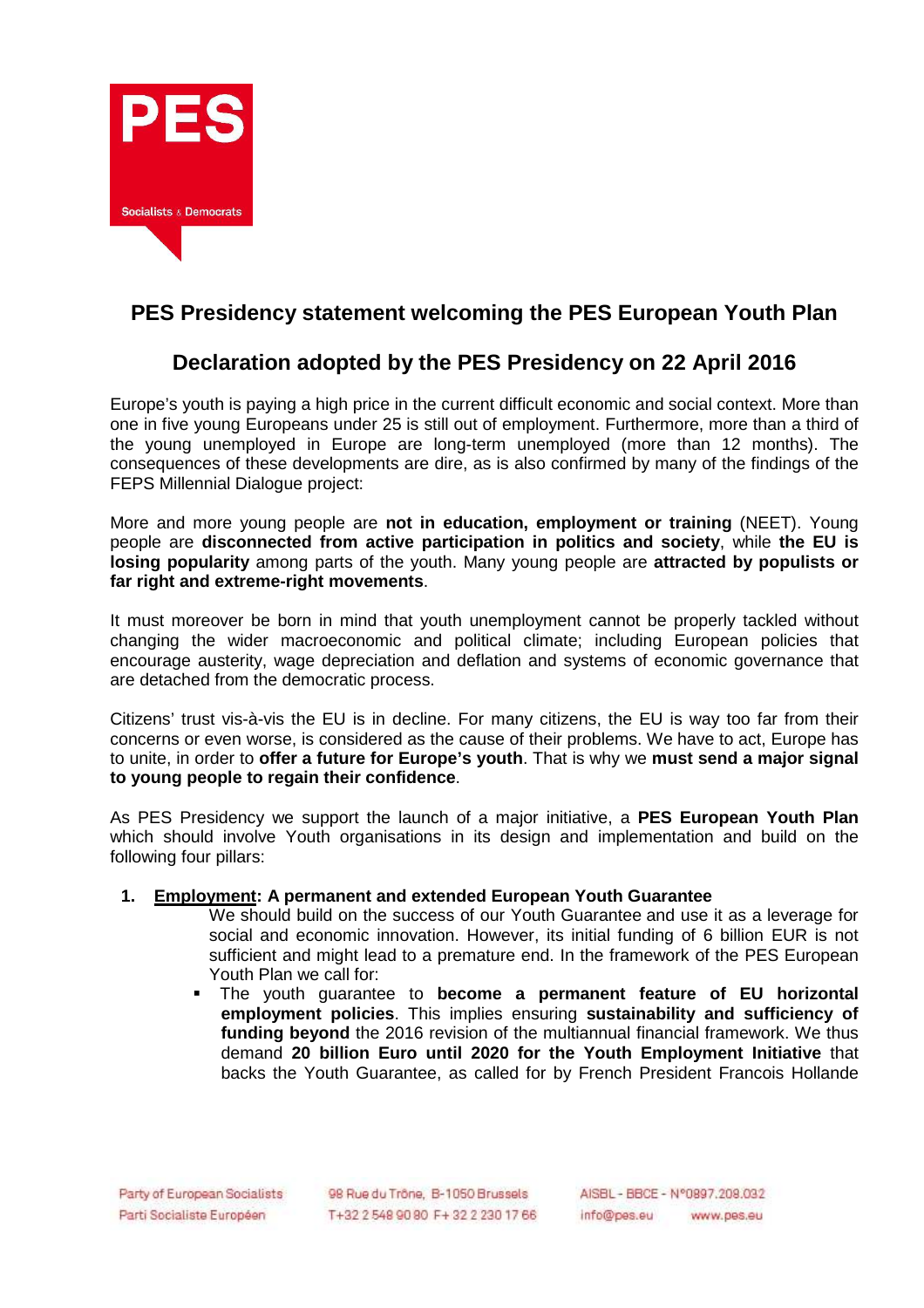## PES Presidency statement welcoming the PES European Youth Plan

## Declaration adopted by the PES Presidency on 22 April 2016

Europe's youth is paying a high price in the current difficult economic and social context. More than one in five young Europeans under 25 is still out of employment. Furthermore, more than a third of the young unemployed in Europe are long-term unemployed (more than 12 months). The consequences of these developments are dire, as is also confirmed by many of the findings of the FEPS Millennial Dialogue project:

More and more young people are **not in education, employment or training** (NEET). Young people are **disconnected from active participation in politics and society**, while **the EU is losing popularity** among parts of the youth. Many young people are **attracted by populists or far right and extreme-right movements**.

It must moreover be born in mind that youth unemployment cannot be properly tackled without changing the wider macroeconomic and political climate; including European policies that encourage austerity, wage depreciation and deflation and systems of economic governance that are detached from the democratic process.

Citizens' trust vis-à-vis the EU is in decline. For many citizens, the EU is way too far from their concerns or even worse, is considered as the cause of their problems. We have to act, Europe has to unite, in order to **offer a future for Europe's youth**. That is why we **must send a major signal to young people to regain their confidence**.

As PES Presidency we support the launch of a major initiative, a **PES European Youth Plan** which should involve Youth organisations in its design and implementation and build on the following four pillars:

1. **<u>Employment</u>: A permanent and extended European Youth Guarantee**

   We should build on the success of our Youth Guarantee and use it as a leverage for social and economic innovation. However, its initial funding of 6 billion EUR is not sufficient and might lead to a premature end. In the framework of the PES European Youth Plan we call for:

   - The youth guarantee to **become a permanent feature of EU horizontal employment policies**. This implies ensuring **sustainability and sufficiency of funding beyond** the 2016 revision of the multiannual financial framework. We thus demand **20 billion Euro until 2020 for the Youth Employment Initiative** that backs the Youth Guarantee, as called for by French President Francois Hollande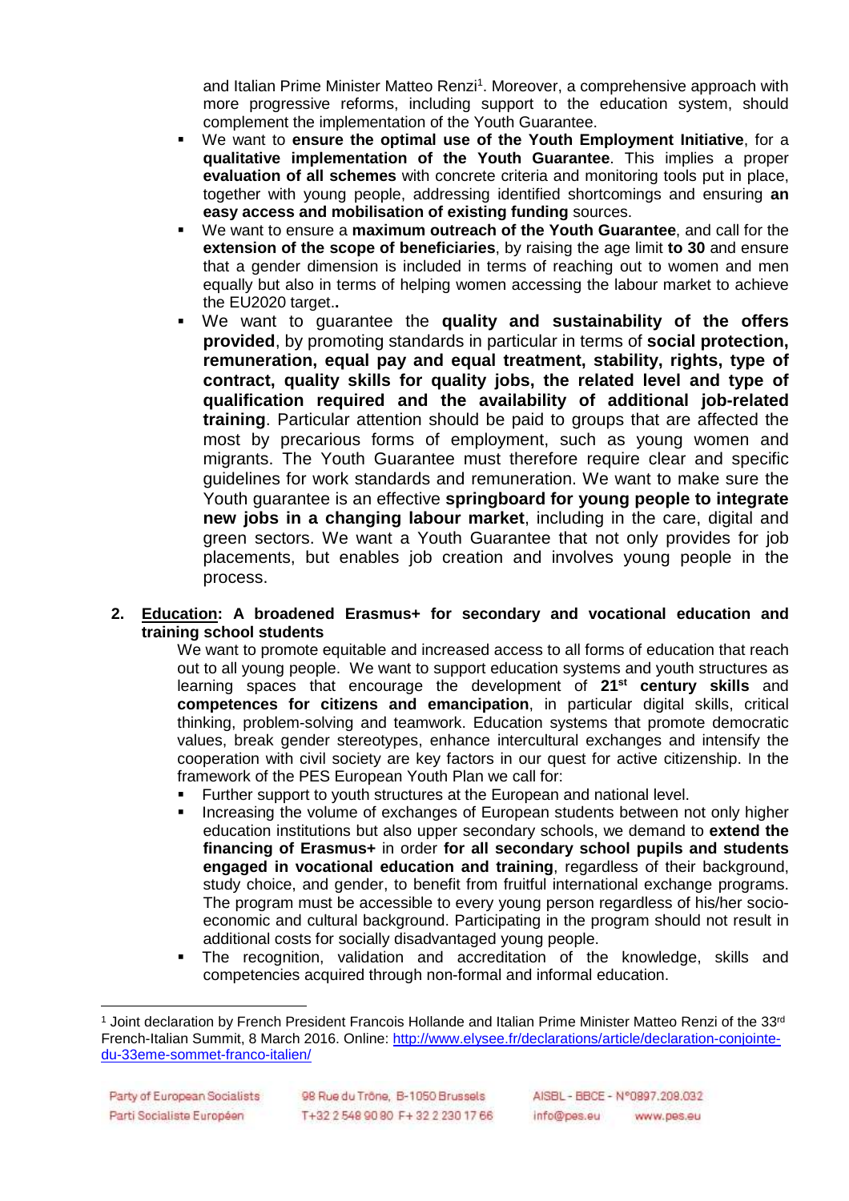and Italian Prime Minister Matteo Renzi[1]. Moreover, a comprehensive approach with more progressive reforms, including support to the education system, should complement the implementation of the Youth Guarantee.

- We want to **ensure the optimal use of the Youth Employment Initiative**, for a **qualitative implementation of the Youth Guarantee**. This implies a proper **evaluation of all schemes** with concrete criteria and monitoring tools put in place, together with young people, addressing identified shortcomings and ensuring **an easy access and mobilisation of existing funding** sources.
- We want to ensure a **maximum outreach of the Youth Guarantee**, and call for the **extension of the scope of beneficiaries**, by raising the age limit **to 30** and ensure that a gender dimension is included in terms of reaching out to women and men equally but also in terms of helping women accessing the labour market to achieve the EU2020 target.**.**
- We want to guarantee the **quality and sustainability of the offers provided**, by promoting standards in particular in terms of **social protection, remuneration, equal pay and equal treatment, stability, rights, type of contract, quality skills for quality jobs, the related level and type of qualification required and the availability of additional job-related training**. Particular attention should be paid to groups that are affected the most by precarious forms of employment, such as young women and migrants. The Youth Guarantee must therefore require clear and specific guidelines for work standards and remuneration. We want to make sure the Youth guarantee is an effective **springboard for young people to integrate new jobs in a changing labour market**, including in the care, digital and green sectors. We want a Youth Guarantee that not only provides for job placements, but enables job creation and involves young people in the process.

**2. <u>Education</u>: A broadened Erasmus+ for secondary and vocational education and training school students**

We want to promote equitable and increased access to all forms of education that reach out to all young people. We want to support education systems and youth structures as learning spaces that encourage the development of **21st century skills** and **competences for citizens and emancipation**, in particular digital skills, critical thinking, problem-solving and teamwork. Education systems that promote democratic values, break gender stereotypes, enhance intercultural exchanges and intensify the cooperation with civil society are key factors in our quest for active citizenship. In the framework of the PES European Youth Plan we call for:

- Further support to youth structures at the European and national level.
- Increasing the volume of exchanges of European students between not only higher education institutions but also upper secondary schools, we demand to **extend the financing of Erasmus+** in order **for all secondary school pupils and students engaged in vocational education and training**, regardless of their background, study choice, and gender, to benefit from fruitful international exchange programs. The program must be accessible to every young person regardless of his/her socio-economic and cultural background. Participating in the program should not result in additional costs for socially disadvantaged young people.
- The recognition, validation and accreditation of the knowledge, skills and competencies acquired through non-formal and informal education.

---

[1] Joint declaration by French President Francois Hollande and Italian Prime Minister Matteo Renzi of the 33rd French-Italian Summit, 8 March 2016. Online: http://www.elysee.fr/declarations/article/declaration-conjointe-du-33eme-sommet-franco-italien/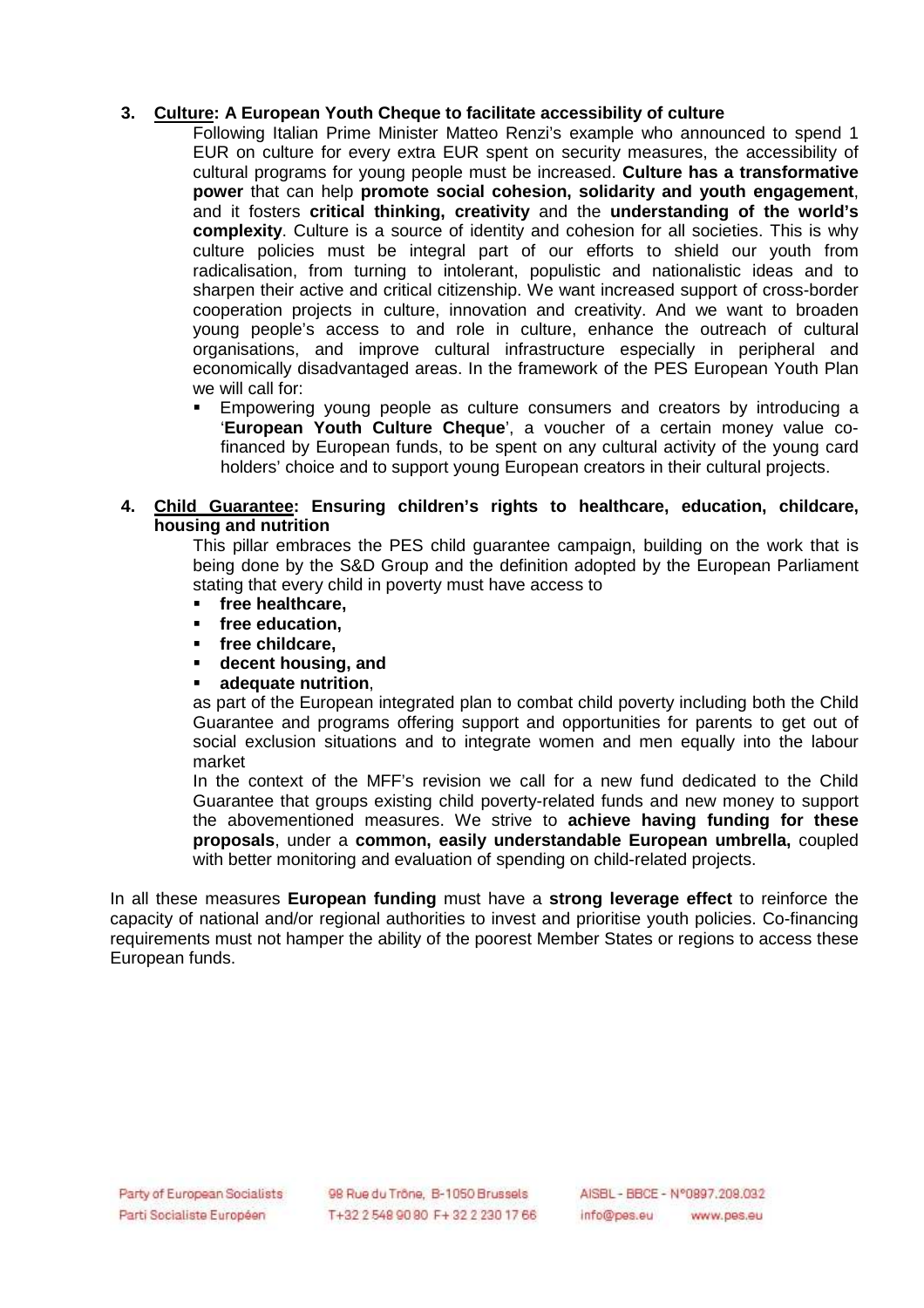3. **<u>Culture</u>: A European Youth Cheque to facilitate accessibility of culture**

   Following Italian Prime Minister Matteo Renzi's example who announced to spend 1 EUR on culture for every extra EUR spent on security measures, the accessibility of cultural programs for young people must be increased. **Culture has a transformative power** that can help **promote social cohesion, solidarity and youth engagement**, and it fosters **critical thinking, creativity** and the **understanding of the world's complexity**. Culture is a source of identity and cohesion for all societies. This is why culture policies must be integral part of our efforts to shield our youth from radicalisation, from turning to intolerant, populistic and nationalistic ideas and to sharpen their active and critical citizenship. We want increased support of cross-border cooperation projects in culture, innovation and creativity. And we want to broaden young people's access to and role in culture, enhance the outreach of cultural organisations, and improve cultural infrastructure especially in peripheral and economically disadvantaged areas. In the framework of the PES European Youth Plan we will call for:

   - Empowering young people as culture consumers and creators by introducing a '**European Youth Culture Cheque**', a voucher of a certain money value co-financed by European funds, to be spent on any cultural activity of the young card holders' choice and to support young European creators in their cultural projects.

4. **<u>Child Guarantee</u>: Ensuring children's rights to healthcare, education, childcare, housing and nutrition**

   This pillar embraces the PES child guarantee campaign, building on the work that is being done by the S&D Group and the definition adopted by the European Parliament stating that every child in poverty must have access to

   - **free healthcare,**
   - **free education,**
   - **free childcare,**
   - **decent housing, and**
   - **adequate nutrition**,

   as part of the European integrated plan to combat child poverty including both the Child Guarantee and programs offering support and opportunities for parents to get out of social exclusion situations and to integrate women and men equally into the labour market

   In the context of the MFF's revision we call for a new fund dedicated to the Child Guarantee that groups existing child poverty-related funds and new money to support the abovementioned measures. We strive to **achieve having funding for these proposals**, under a **common, easily understandable European umbrella,** coupled with better monitoring and evaluation of spending on child-related projects.

In all these measures **European funding** must have a **strong leverage effect** to reinforce the capacity of national and/or regional authorities to invest and prioritise youth policies. Co-financing requirements must not hamper the ability of the poorest Member States or regions to access these European funds.